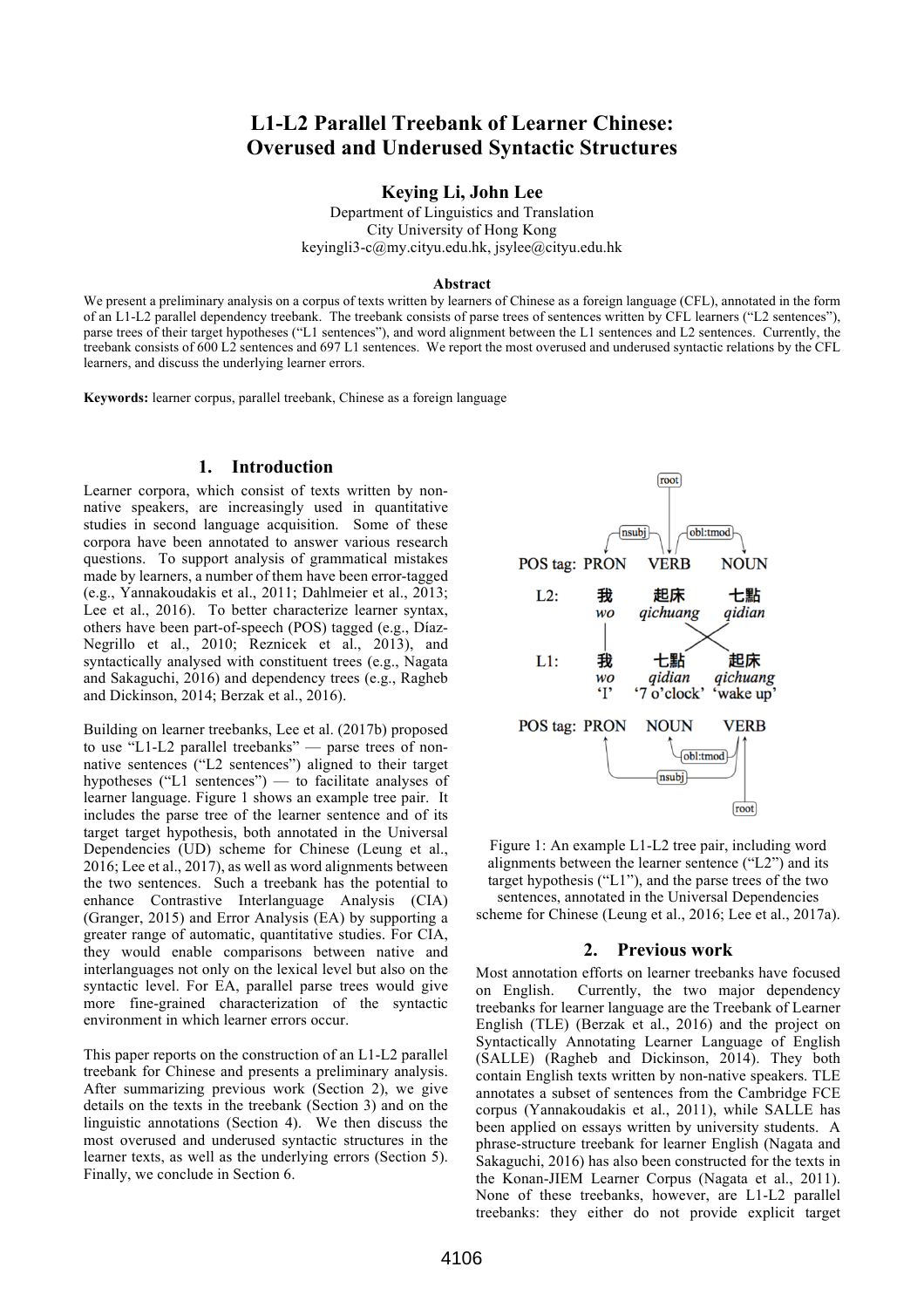# L1-L2 Parallel Treebank of Learner Chinese: Overused and Underused Syntactic Structures

**Keying Li, John Lee**

Department of Linguistics and Translation
City University of Hong Kong
keyingli3-c@my.cityu.edu.hk, jsylee@cityu.edu.hk

### Abstract

We present a preliminary analysis on a corpus of texts written by learners of Chinese as a foreign language (CFL), annotated in the form of an L1-L2 parallel dependency treebank. The treebank consists of parse trees of sentences written by CFL learners ("L2 sentences"), parse trees of their target hypotheses ("L1 sentences"), and word alignment between the L1 sentences and L2 sentences. Currently, the treebank consists of 600 L2 sentences and 697 L1 sentences. We report the most overused and underused syntactic relations by the CFL learners, and discuss the underlying learner errors.

**Keywords:** learner corpus, parallel treebank, Chinese as a foreign language

## 1. Introduction

Learner corpora, which consist of texts written by non-native speakers, are increasingly used in quantitative studies in second language acquisition. Some of these corpora have been annotated to answer various research questions. To support analysis of grammatical mistakes made by learners, a number of them have been error-tagged (e.g., Yannakoudakis et al., 2011; Dahlmeier et al., 2013; Lee et al., 2016). To better characterize learner syntax, others have been part-of-speech (POS) tagged (e.g., Díaz-Negrillo et al., 2010; Reznicek et al., 2013), and syntactically analysed with constituent trees (e.g., Nagata and Sakaguchi, 2016) and dependency trees (e.g., Ragheb and Dickinson, 2014; Berzak et al., 2016).

Building on learner treebanks, Lee et al. (2017b) proposed to use "L1-L2 parallel treebanks" — parse trees of non-native sentences ("L2 sentences") aligned to their target hypotheses ("L1 sentences") — to facilitate analyses of learner language. Figure 1 shows an example tree pair. It includes the parse tree of the learner sentence and of its target target hypothesis, both annotated in the Universal Dependencies (UD) scheme for Chinese (Leung et al., 2016; Lee et al., 2017), as well as word alignments between the two sentences. Such a treebank has the potential to enhance Contrastive Interlanguage Analysis (CIA) (Granger, 2015) and Error Analysis (EA) by supporting a greater range of automatic, quantitative studies. For CIA, they would enable comparisons between native and interlanguages not only on the lexical level but also on the syntactic level. For EA, parallel parse trees would give more fine-grained characterization of the syntactic environment in which learner errors occur.

This paper reports on the construction of an L1-L2 parallel treebank for Chinese and presents a preliminary analysis. After summarizing previous work (Section 2), we give details on the texts in the treebank (Section 3) and on the linguistic annotations (Section 4). We then discuss the most overused and underused syntactic structures in the learner texts, as well as the underlying errors (Section 5). Finally, we conclude in Section 6.

POS tag: PRON VERB NOUN

L2: 我 *wo* 起床 *qichuang* 七點 *qidian*

L1: 我 *wo* 'I' 七點 *qidian* '7 o'clock' 起床 *qichuang* 'wake up'

POS tag: PRON NOUN VERB

Figure 1: An example L1-L2 tree pair, including word alignments between the learner sentence ("L2") and its target hypothesis ("L1"), and the parse trees of the two sentences, annotated in the Universal Dependencies scheme for Chinese (Leung et al., 2016; Lee et al., 2017a).

## 2. Previous work

Most annotation efforts on learner treebanks have focused on English. Currently, the two major dependency treebanks for learner language are the Treebank of Learner English (TLE) (Berzak et al., 2016) and the project on Syntactically Annotating Learner Language of English (SALLE) (Ragheb and Dickinson, 2014). They both contain English texts written by non-native speakers. TLE annotates a subset of sentences from the Cambridge FCE corpus (Yannakoudakis et al., 2011), while SALLE has been applied on essays written by university students. A phrase-structure treebank for learner English (Nagata and Sakaguchi, 2016) has also been constructed for the texts in the Konan-JIEM Learner Corpus (Nagata et al., 2011). None of these treebanks, however, are L1-L2 parallel treebanks: they either do not provide explicit target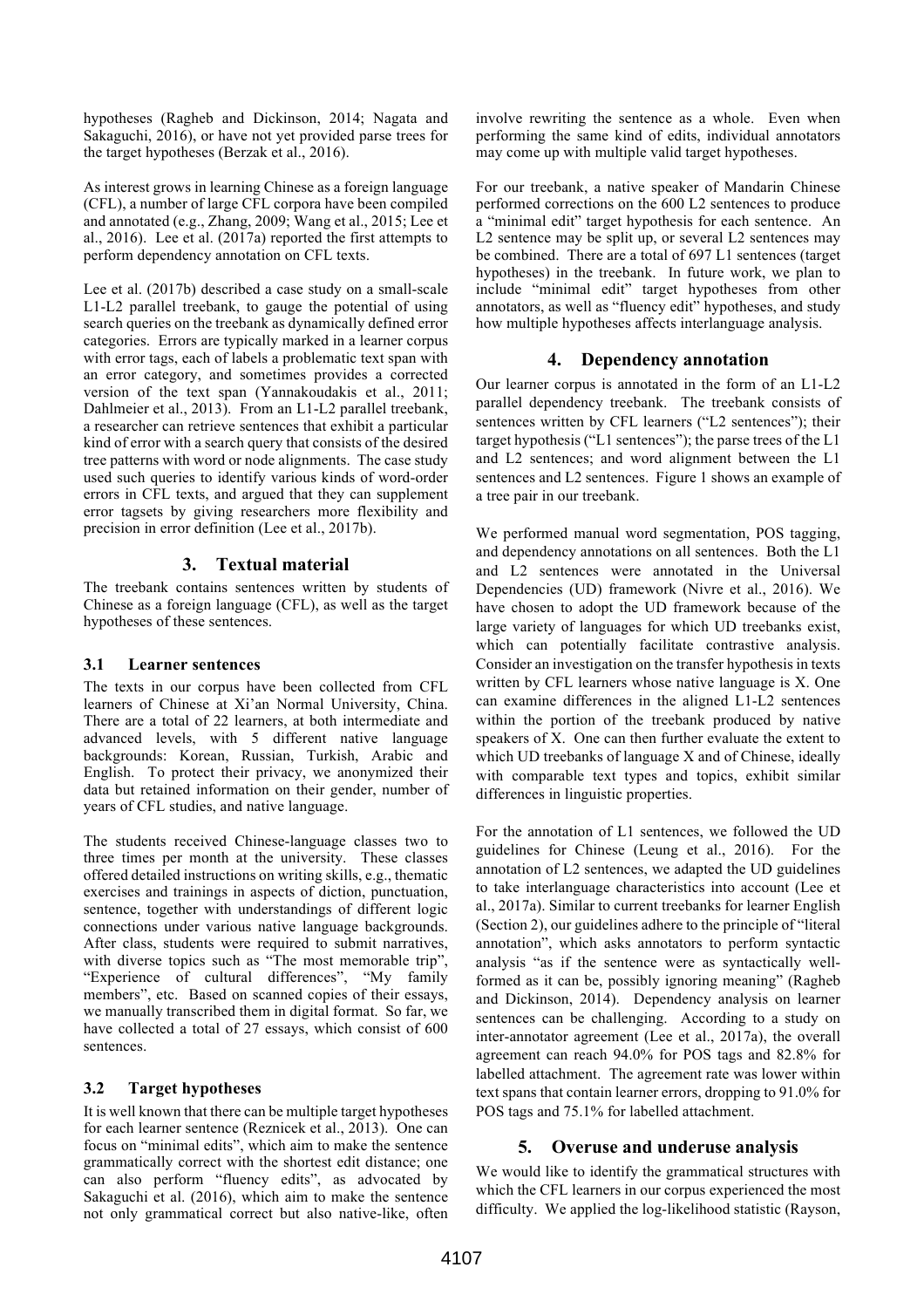hypotheses (Ragheb and Dickinson, 2014; Nagata and Sakaguchi, 2016), or have not yet provided parse trees for the target hypotheses (Berzak et al., 2016).

As interest grows in learning Chinese as a foreign language (CFL), a number of large CFL corpora have been compiled and annotated (e.g., Zhang, 2009; Wang et al., 2015; Lee et al., 2016). Lee et al. (2017a) reported the first attempts to perform dependency annotation on CFL texts.

Lee et al. (2017b) described a case study on a small-scale L1-L2 parallel treebank, to gauge the potential of using search queries on the treebank as dynamically defined error categories. Errors are typically marked in a learner corpus with error tags, each of labels a problematic text span with an error category, and sometimes provides a corrected version of the text span (Yannakoudakis et al., 2011; Dahlmeier et al., 2013). From an L1-L2 parallel treebank, a researcher can retrieve sentences that exhibit a particular kind of error with a search query that consists of the desired tree patterns with word or node alignments. The case study used such queries to identify various kinds of word-order errors in CFL texts, and argued that they can supplement error tagsets by giving researchers more flexibility and precision in error definition (Lee et al., 2017b).

## 3. Textual material

The treebank contains sentences written by students of Chinese as a foreign language (CFL), as well as the target hypotheses of these sentences.

### 3.1 Learner sentences

The texts in our corpus have been collected from CFL learners of Chinese at Xi'an Normal University, China. There are a total of 22 learners, at both intermediate and advanced levels, with 5 different native language backgrounds: Korean, Russian, Turkish, Arabic and English. To protect their privacy, we anonymized their data but retained information on their gender, number of years of CFL studies, and native language.

The students received Chinese-language classes two to three times per month at the university. These classes offered detailed instructions on writing skills, e.g., thematic exercises and trainings in aspects of diction, punctuation, sentence, together with understandings of different logic connections under various native language backgrounds. After class, students were required to submit narratives, with diverse topics such as "The most memorable trip", "Experience of cultural differences", "My family members", etc. Based on scanned copies of their essays, we manually transcribed them in digital format. So far, we have collected a total of 27 essays, which consist of 600 sentences.

### 3.2 Target hypotheses

It is well known that there can be multiple target hypotheses for each learner sentence (Reznicek et al., 2013). One can focus on "minimal edits", which aim to make the sentence grammatically correct with the shortest edit distance; one can also perform "fluency edits", as advocated by Sakaguchi et al. (2016), which aim to make the sentence not only grammatical correct but also native-like, often involve rewriting the sentence as a whole. Even when performing the same kind of edits, individual annotators may come up with multiple valid target hypotheses.

For our treebank, a native speaker of Mandarin Chinese performed corrections on the 600 L2 sentences to produce a "minimal edit" target hypothesis for each sentence. An L2 sentence may be split up, or several L2 sentences may be combined. There are a total of 697 L1 sentences (target hypotheses) in the treebank. In future work, we plan to include "minimal edit" target hypotheses from other annotators, as well as "fluency edit" hypotheses, and study how multiple hypotheses affects interlanguage analysis.

## 4. Dependency annotation

Our learner corpus is annotated in the form of an L1-L2 parallel dependency treebank. The treebank consists of sentences written by CFL learners ("L2 sentences"); their target hypothesis ("L1 sentences"); the parse trees of the L1 and L2 sentences; and word alignment between the L1 sentences and L2 sentences. Figure 1 shows an example of a tree pair in our treebank.

We performed manual word segmentation, POS tagging, and dependency annotations on all sentences. Both the L1 and L2 sentences were annotated in the Universal Dependencies (UD) framework (Nivre et al., 2016). We have chosen to adopt the UD framework because of the large variety of languages for which UD treebanks exist, which can potentially facilitate contrastive analysis. Consider an investigation on the transfer hypothesis in texts written by CFL learners whose native language is X. One can examine differences in the aligned L1-L2 sentences within the portion of the treebank produced by native speakers of X. One can then further evaluate the extent to which UD treebanks of language X and of Chinese, ideally with comparable text types and topics, exhibit similar differences in linguistic properties.

For the annotation of L1 sentences, we followed the UD guidelines for Chinese (Leung et al., 2016). For the annotation of L2 sentences, we adapted the UD guidelines to take interlanguage characteristics into account (Lee et al., 2017a). Similar to current treebanks for learner English (Section 2), our guidelines adhere to the principle of "literal annotation", which asks annotators to perform syntactic analysis "as if the sentence were as syntactically well-formed as it can be, possibly ignoring meaning" (Ragheb and Dickinson, 2014). Dependency analysis on learner sentences can be challenging. According to a study on inter-annotator agreement (Lee et al., 2017a), the overall agreement can reach 94.0% for POS tags and 82.8% for labelled attachment. The agreement rate was lower within text spans that contain learner errors, dropping to 91.0% for POS tags and 75.1% for labelled attachment.

## 5. Overuse and underuse analysis

We would like to identify the grammatical structures with which the CFL learners in our corpus experienced the most difficulty. We applied the log-likelihood statistic (Rayson,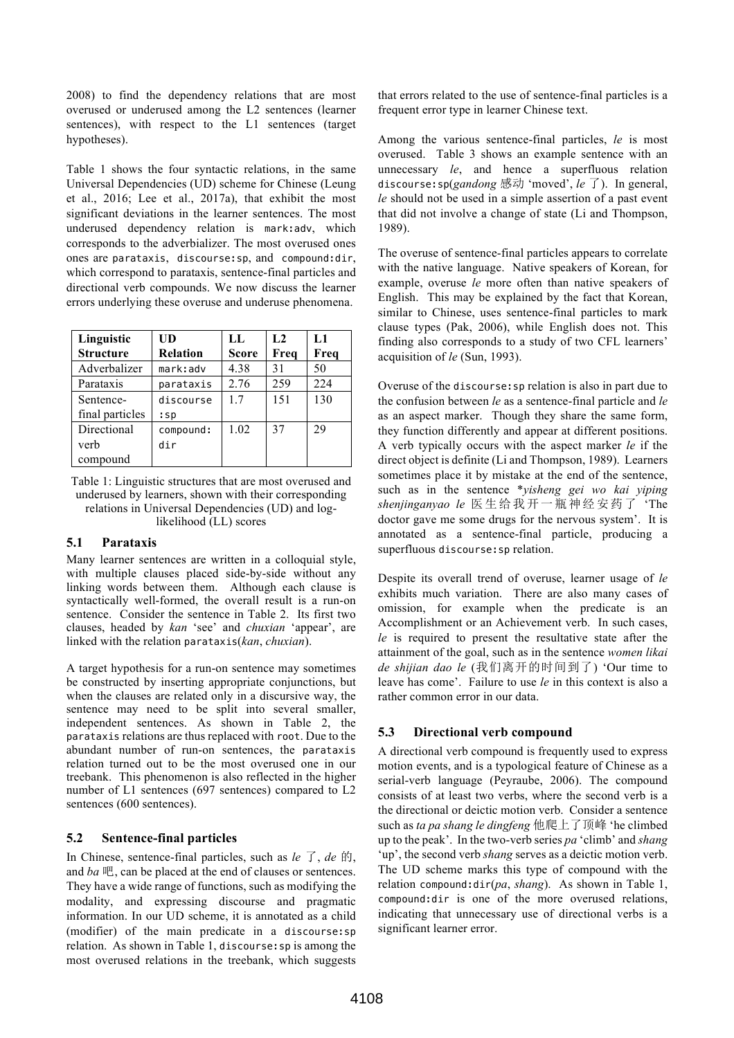2008) to find the dependency relations that are most overused or underused among the L2 sentences (learner sentences), with respect to the L1 sentences (target hypotheses).

Table 1 shows the four syntactic relations, in the same Universal Dependencies (UD) scheme for Chinese (Leung et al., 2016; Lee et al., 2017a), that exhibit the most significant deviations in the learner sentences. The most underused dependency relation is `mark:adv`, which corresponds to the adverbializer. The most overused ones ones are `parataxis`, `discourse:sp`, and `compound:dir`, which correspond to parataxis, sentence-final particles and directional verb compounds. We now discuss the learner errors underlying these overuse and underuse phenomena.

| Linguistic Structure | UD Relation | LL Score | L2 Freq | L1 Freq |
|---|---|---|---|---|
| Adverbalizer | `mark:adv` | 4.38 | 31 | 50 |
| Parataxis | `parataxis` | 2.76 | 259 | 224 |
| Sentence-final particles | `discourse:sp` | 1.7 | 151 | 130 |
| Directional verb compound | `compound:dir` | 1.02 | 37 | 29 |

Table 1: Linguistic structures that are most overused and underused by learners, shown with their corresponding relations in Universal Dependencies (UD) and log-likelihood (LL) scores

### 5.1 Parataxis

Many learner sentences are written in a colloquial style, with multiple clauses placed side-by-side without any linking words between them. Although each clause is syntactically well-formed, the overall result is a run-on sentence. Consider the sentence in Table 2. Its first two clauses, headed by *kan* 'see' and *chuxian* 'appear', are linked with the relation `parataxis`(*kan*, *chuxian*).

A target hypothesis for a run-on sentence may sometimes be constructed by inserting appropriate conjunctions, but when the clauses are related only in a discursive way, the sentence may need to be split into several smaller, independent sentences. As shown in Table 2, the `parataxis` relations are thus replaced with `root`. Due to the abundant number of run-on sentences, the `parataxis` relation turned out to be the most overused one in our treebank. This phenomenon is also reflected in the higher number of L1 sentences (697 sentences) compared to L2 sentences (600 sentences).

### 5.2 Sentence-final particles

In Chinese, sentence-final particles, such as *le* 了, *de* 的, and *ba* 吧, can be placed at the end of clauses or sentences. They have a wide range of functions, such as modifying the modality, and expressing discourse and pragmatic information. In our UD scheme, it is annotated as a child (modifier) of the main predicate in a `discourse:sp` relation. As shown in Table 1, `discourse:sp` is among the most overused relations in the treebank, which suggests that errors related to the use of sentence-final particles is a frequent error type in learner Chinese text.

Among the various sentence-final particles, *le* is most overused. Table 3 shows an example sentence with an unnecessary *le*, and hence a superfluous relation `discourse:sp`(*gandong* 感动 'moved', *le* 了). In general, *le* should not be used in a simple assertion of a past event that did not involve a change of state (Li and Thompson, 1989).

The overuse of sentence-final particles appears to correlate with the native language. Native speakers of Korean, for example, overuse *le* more often than native speakers of English. This may be explained by the fact that Korean, similar to Chinese, uses sentence-final particles to mark clause types (Pak, 2006), while English does not. This finding also corresponds to a study of two CFL learners' acquisition of *le* (Sun, 1993).

Overuse of the `discourse:sp` relation is also in part due to the confusion between *le* as a sentence-final particle and *le* as an aspect marker. Though they share the same form, they function differently and appear at different positions. A verb typically occurs with the aspect marker *le* if the direct object is definite (Li and Thompson, 1989). Learners sometimes place it by mistake at the end of the sentence, such as in the sentence \**yisheng gei wo kai yiping shenjinganyao le* 医生给我开一瓶神经安药了 'The doctor gave me some drugs for the nervous system'. It is annotated as a sentence-final particle, producing a superfluous `discourse:sp` relation.

Despite its overall trend of overuse, learner usage of *le* exhibits much variation. There are also many cases of omission, for example when the predicate is an Accomplishment or an Achievement verb. In such cases, *le* is required to present the resultative state after the attainment of the goal, such as in the sentence *women likai de shijian dao le* (我们离开的时间到了) 'Our time to leave has come'. Failure to use *le* in this context is also a rather common error in our data.

### 5.3 Directional verb compound

A directional verb compound is frequently used to express motion events, and is a typological feature of Chinese as a serial-verb language (Peyraube, 2006). The compound consists of at least two verbs, where the second verb is a the directional or deictic motion verb. Consider a sentence such as *ta pa shang le dingfeng* 他爬上了顶峰 'he climbed up to the peak'. In the two-verb series *pa* 'climb' and *shang* 'up', the second verb *shang* serves as a deictic motion verb. The UD scheme marks this type of compound with the relation `compound:dir`(*pa*, *shang*). As shown in Table 1, `compound:dir` is one of the more overused relations, indicating that unnecessary use of directional verbs is a significant learner error.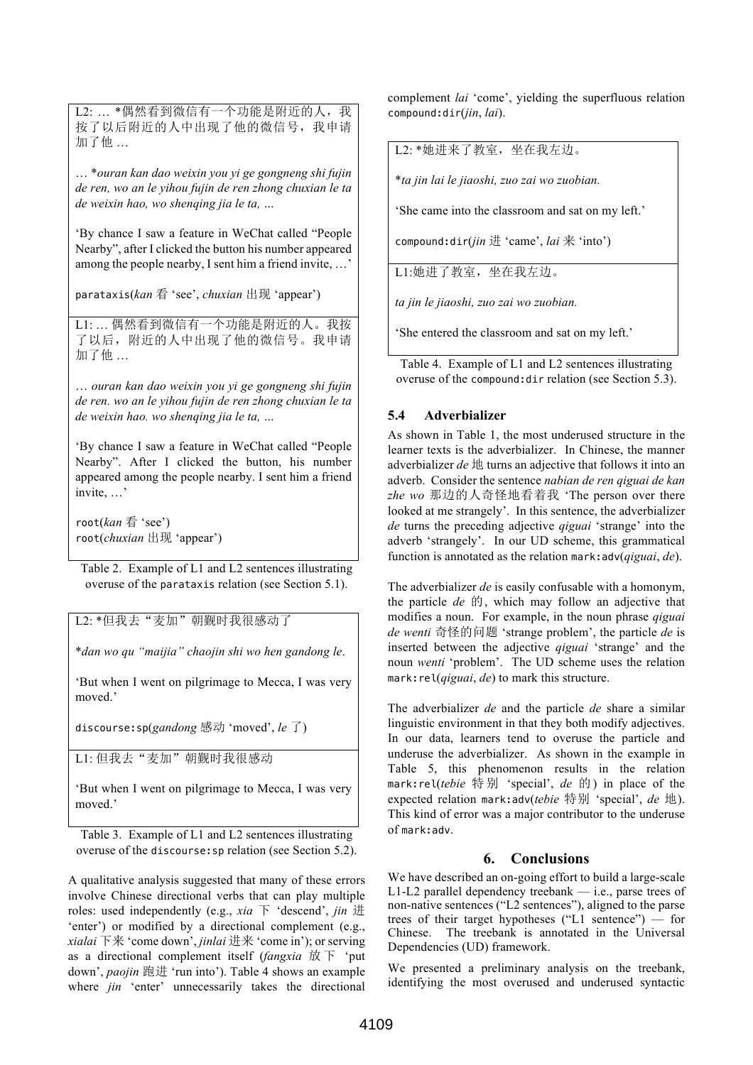| L2: … *偶然看到微信有一个功能是附近的人，我按了以后附近的人中出现了他的微信号，我申请加了他 … |
|---|
| … *ouran kan dao weixin you yi ge gongneng shi fujin de ren, wo an le yihou fujin de ren zhong chuxian le ta de weixin hao, wo shenqing jia le ta, … |
| 'By chance I saw a feature in WeChat called "People Nearby", after I clicked the button his number appeared among the people nearby, I sent him a friend invite, …' |
| `parataxis`(*kan* 看 'see', *chuxian* 出现 'appear') |
| L1: … 偶然看到微信有一个功能是附近的人。我按了以后，附近的人中出现了他的微信号。我申请加了他 … |
| … *ouran kan dao weixin you yi ge gongneng shi fujin de ren. wo an le yihou fujin de ren zhong chuxian le ta de weixin hao. wo shenqing jia le ta, …* |
| 'By chance I saw a feature in WeChat called "People Nearby". After I clicked the button, his number appeared among the people nearby. I sent him a friend invite, …' |
| `root`(*kan* 看 'see') `root`(*chuxian* 出现 'appear') |

Table 2. Example of L1 and L2 sentences illustrating overuse of the `parataxis` relation (see Section 5.1).

| L2: *但我去"麦加"朝觐时我很感动了 |
|---|
| **dan wo qu "maijia" chaojin shi wo hen gandong le*. |
| 'But when I went on pilgrimage to Mecca, I was very moved.' |
| `discourse:sp`(*gandong* 感动 'moved', *le* 了) |
| L1: 但我去"麦加"朝觐时我很感动 |
| 'But when I went on pilgrimage to Mecca, I was very moved.' |

Table 3. Example of L1 and L2 sentences illustrating overuse of the `discourse:sp` relation (see Section 5.2).

A qualitative analysis suggested that many of these errors involve Chinese directional verbs that can play multiple roles: used independently (e.g., *xia* 下 'descend', *jin* 进 'enter') or modified by a directional complement (e.g., *xialai* 下来 'come down', *jinlai* 进来 'come in'); or serving as a directional complement itself (*fangxia* 放下 'put down', *paojin* 跑进 'run into'). Table 4 shows an example where *jin* 'enter' unnecessarily takes the directional complement *lai* 'come', yielding the superfluous relation `compound:dir`(*jin*, *lai*).

| L2: *她进来了教室，坐在我左边。 |
|---|
| **ta jin lai le jiaoshi, zuo zai wo zuobian.* |
| 'She came into the classroom and sat on my left.' |
| `compound:dir`(*jin* 进 'came', *lai* 来 'into') |
| L1:她进了教室，坐在我左边。 |
| *ta jin le jiaoshi, zuo zai wo zuobian.* |
| 'She entered the classroom and sat on my left.' |

Table 4. Example of L1 and L2 sentences illustrating overuse of the `compound:dir` relation (see Section 5.3).

### 5.4 Adverbializer

As shown in Table 1, the most underused structure in the learner texts is the adverbializer. In Chinese, the manner adverbializer *de* 地 turns an adjective that follows it into an adverb. Consider the sentence *nabian de ren qiguai de kan zhe wo* 那边的人奇怪地看着我 'The person over there looked at me strangely'. In this sentence, the adverbializer *de* turns the preceding adjective *qiguai* 'strange' into the adverb 'strangely'. In our UD scheme, this grammatical function is annotated as the relation `mark:adv`(*qiguai*, *de*).

The adverbializer *de* is easily confusable with a homonym, the particle *de* 的, which may follow an adjective that modifies a noun. For example, in the noun phrase *qiguai de wenti* 奇怪的问题 'strange problem', the particle *de* is inserted between the adjective *qiguai* 'strange' and the noun *wenti* 'problem'. The UD scheme uses the relation `mark:rel`(*qiguai*, *de*) to mark this structure.

The adverbializer *de* and the particle *de* share a similar linguistic environment in that they both modify adjectives. In our data, learners tend to overuse the particle and underuse the adverbializer. As shown in the example in Table 5, this phenomenon results in the relation `mark:rel`(*tebie* 特别 'special', *de* 的) in place of the expected relation `mark:adv`(*tebie* 特别 'special', *de* 地). This kind of error was a major contributor to the underuse of `mark:adv`.

## 6. Conclusions

We have described an on-going effort to build a large-scale L1-L2 parallel dependency treebank — i.e., parse trees of non-native sentences ("L2 sentences"), aligned to the parse trees of their target hypotheses ("L1 sentence") — for Chinese. The treebank is annotated in the Universal Dependencies (UD) framework.

We presented a preliminary analysis on the treebank, identifying the most overused and underused syntactic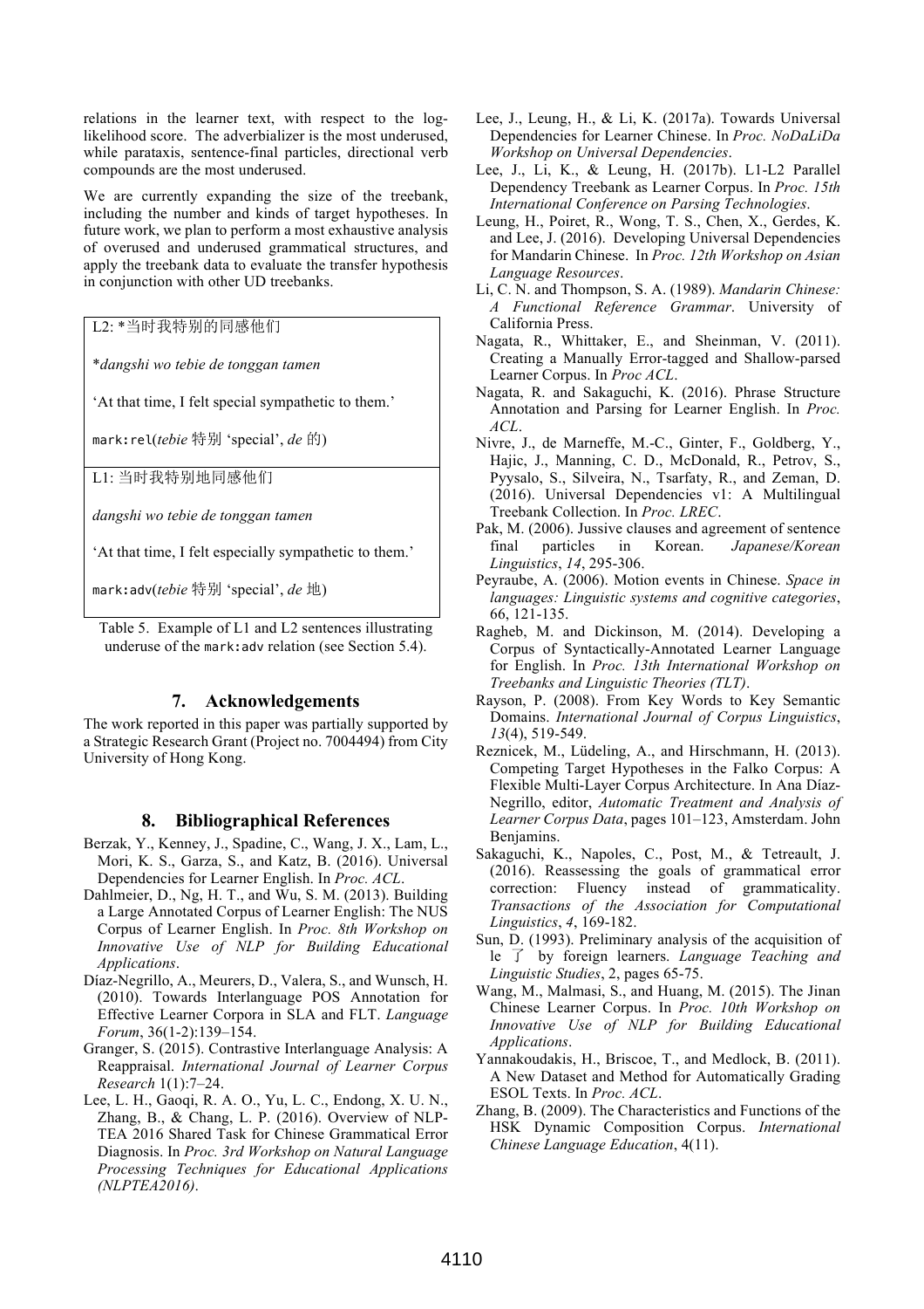relations in the learner text, with respect to the log-likelihood score. The adverbializer is the most underused, while parataxis, sentence-final particles, directional verb compounds are the most underused.

We are currently expanding the size of the treebank, including the number and kinds of target hypotheses. In future work, we plan to perform a most exhaustive analysis of overused and underused grammatical structures, and apply the treebank data to evaluate the transfer hypothesis in conjunction with other UD treebanks.

| |
|---|
| L2: *当时我特别的同感他们<br><br>**dangshi wo tebie de tonggan tamen*<br><br>'At that time, I felt special sympathetic to them.'<br><br>`mark:rel`(*tebie* 特别 'special', *de* 的) |
| L1: 当时我特别地同感他们<br><br>*dangshi wo tebie de tonggan tamen*<br><br>'At that time, I felt especially sympathetic to them.'<br><br>`mark:adv`(*tebie* 特别 'special', *de* 地) |

Table 5. Example of L1 and L2 sentences illustrating underuse of the `mark:adv` relation (see Section 5.4).

## 7. Acknowledgements

The work reported in this paper was partially supported by a Strategic Research Grant (Project no. 7004494) from City University of Hong Kong.

## 8. Bibliographical References

Berzak, Y., Kenney, J., Spadine, C., Wang, J. X., Lam, L., Mori, K. S., Garza, S., and Katz, B. (2016). Universal Dependencies for Learner English. In *Proc. ACL*.

Dahlmeier, D., Ng, H. T., and Wu, S. M. (2013). Building a Large Annotated Corpus of Learner English: The NUS Corpus of Learner English. In *Proc. 8th Workshop on Innovative Use of NLP for Building Educational Applications*.

Díaz-Negrillo, A., Meurers, D., Valera, S., and Wunsch, H. (2010). Towards Interlanguage POS Annotation for Effective Learner Corpora in SLA and FLT. *Language Forum*, 36(1-2):139–154.

Granger, S. (2015). Contrastive Interlanguage Analysis: A Reappraisal. *International Journal of Learner Corpus Research* 1(1):7–24.

Lee, L. H., Gaoqi, R. A. O., Yu, L. C., Endong, X. U. N., Zhang, B., & Chang, L. P. (2016). Overview of NLP-TEA 2016 Shared Task for Chinese Grammatical Error Diagnosis. In *Proc. 3rd Workshop on Natural Language Processing Techniques for Educational Applications (NLPTEA2016)*.

Lee, J., Leung, H., & Li, K. (2017a). Towards Universal Dependencies for Learner Chinese. In *Proc. NoDaLiDa Workshop on Universal Dependencies*.

Lee, J., Li, K., & Leung, H. (2017b). L1-L2 Parallel Dependency Treebank as Learner Corpus. In *Proc. 15th International Conference on Parsing Technologies*.

Leung, H., Poiret, R., Wong, T. S., Chen, X., Gerdes, K. and Lee, J. (2016). Developing Universal Dependencies for Mandarin Chinese. In *Proc. 12th Workshop on Asian Language Resources*.

Li, C. N. and Thompson, S. A. (1989). *Mandarin Chinese: A Functional Reference Grammar*. University of California Press.

Nagata, R., Whittaker, E., and Sheinman, V. (2011). Creating a Manually Error-tagged and Shallow-parsed Learner Corpus. In *Proc ACL*.

Nagata, R. and Sakaguchi, K. (2016). Phrase Structure Annotation and Parsing for Learner English. In *Proc. ACL*.

Nivre, J., de Marneffe, M.-C., Ginter, F., Goldberg, Y., Hajic, J., Manning, C. D., McDonald, R., Petrov, S., Pyysalo, S., Silveira, N., Tsarfaty, R., and Zeman, D. (2016). Universal Dependencies v1: A Multilingual Treebank Collection. In *Proc. LREC*.

Pak, M. (2006). Jussive clauses and agreement of sentence final particles in Korean. *Japanese/Korean Linguistics*, *14*, 295-306.

Peyraube, A. (2006). Motion events in Chinese. *Space in languages: Linguistic systems and cognitive categories*, 66, 121-135.

Ragheb, M. and Dickinson, M. (2014). Developing a Corpus of Syntactically-Annotated Learner Language for English. In *Proc. 13th International Workshop on Treebanks and Linguistic Theories (TLT)*.

Rayson, P. (2008). From Key Words to Key Semantic Domains. *International Journal of Corpus Linguistics*, *13*(4), 519-549.

Reznicek, M., Lüdeling, A., and Hirschmann, H. (2013). Competing Target Hypotheses in the Falko Corpus: A Flexible Multi-Layer Corpus Architecture. In Ana Díaz-Negrillo, editor, *Automatic Treatment and Analysis of Learner Corpus Data*, pages 101–123, Amsterdam. John Benjamins.

Sakaguchi, K., Napoles, C., Post, M., & Tetreault, J. (2016). Reassessing the goals of grammatical error correction: Fluency instead of grammaticality. *Transactions of the Association for Computational Linguistics*, *4*, 169-182.

Sun, D. (1993). Preliminary analysis of the acquisition of le 了 by foreign learners. *Language Teaching and Linguistic Studies*, 2, pages 65-75.

Wang, M., Malmasi, S., and Huang, M. (2015). The Jinan Chinese Learner Corpus. In *Proc. 10th Workshop on Innovative Use of NLP for Building Educational Applications*.

Yannakoudakis, H., Briscoe, T., and Medlock, B. (2011). A New Dataset and Method for Automatically Grading ESOL Texts. In *Proc. ACL*.

Zhang, B. (2009). The Characteristics and Functions of the HSK Dynamic Composition Corpus. *International Chinese Language Education*, 4(11).